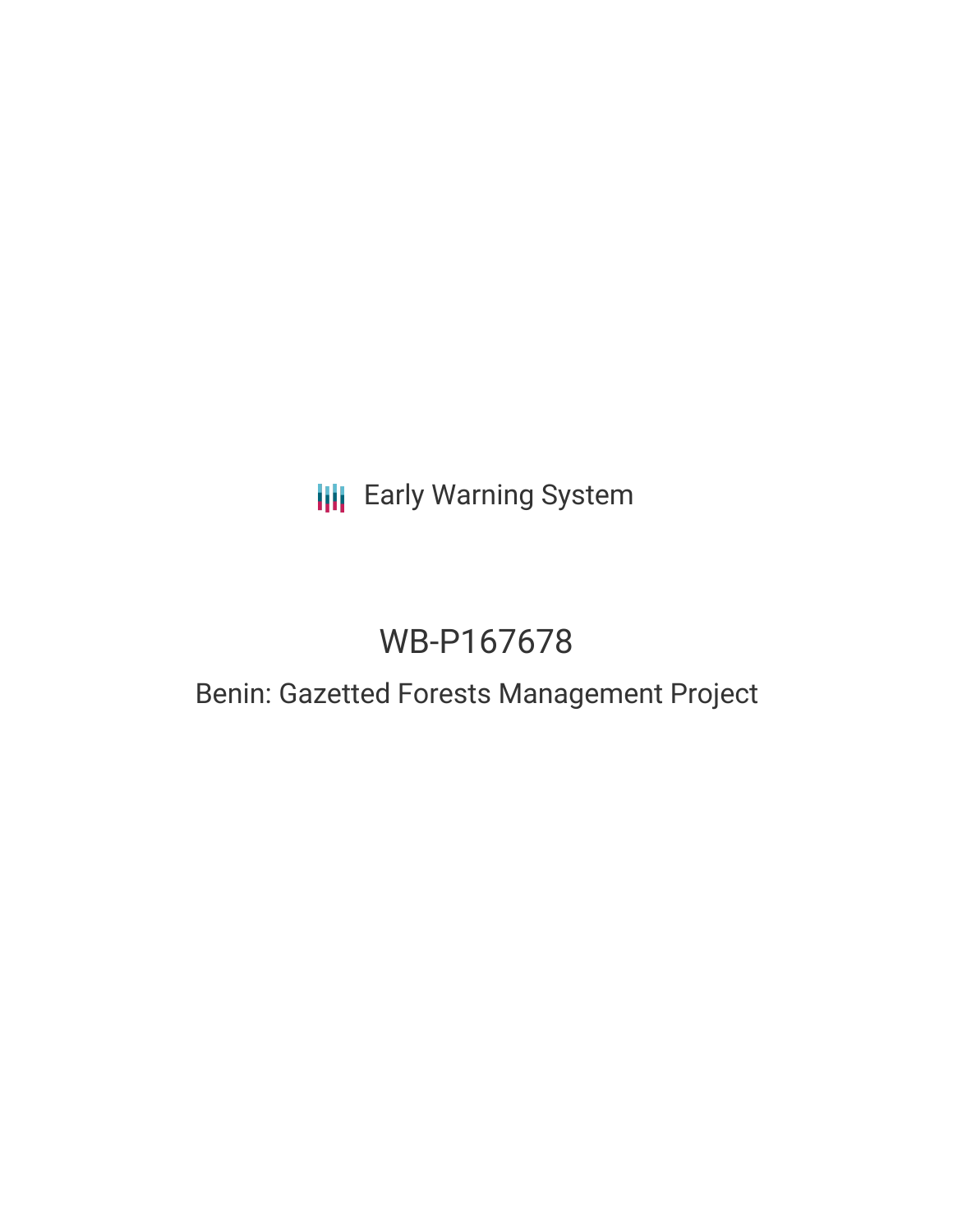Early Warning System

# WB-P167678

## Benin: Gazetted Forests Management Project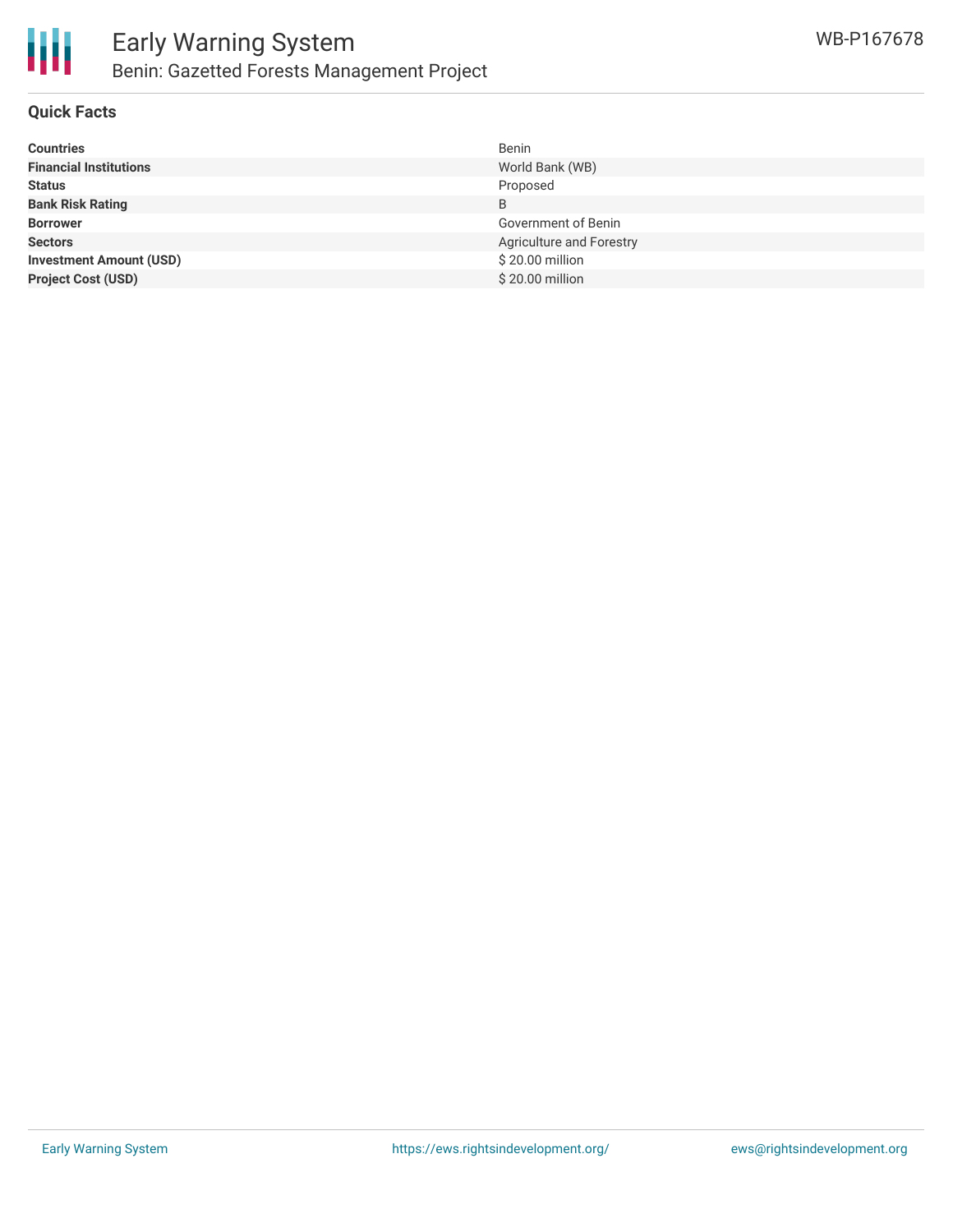## Quick Facts

| | |
|---|---|
| **Countries** | Benin |
| **Financial Institutions** | World Bank (WB) |
| **Status** | Proposed |
| **Bank Risk Rating** | B |
| **Borrower** | Government of Benin |
| **Sectors** | Agriculture and Forestry |
| **Investment Amount (USD)** | $ 20.00 million |
| **Project Cost (USD)** | $ 20.00 million |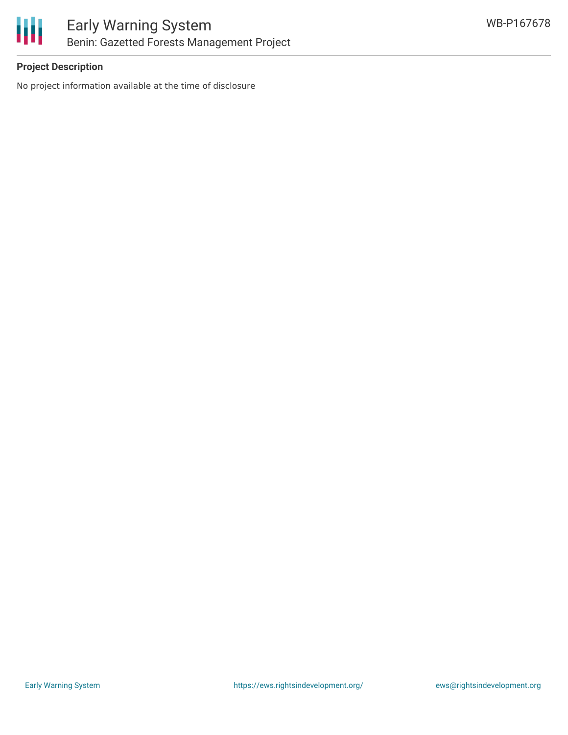**Project Description**

No project information available at the time of disclosure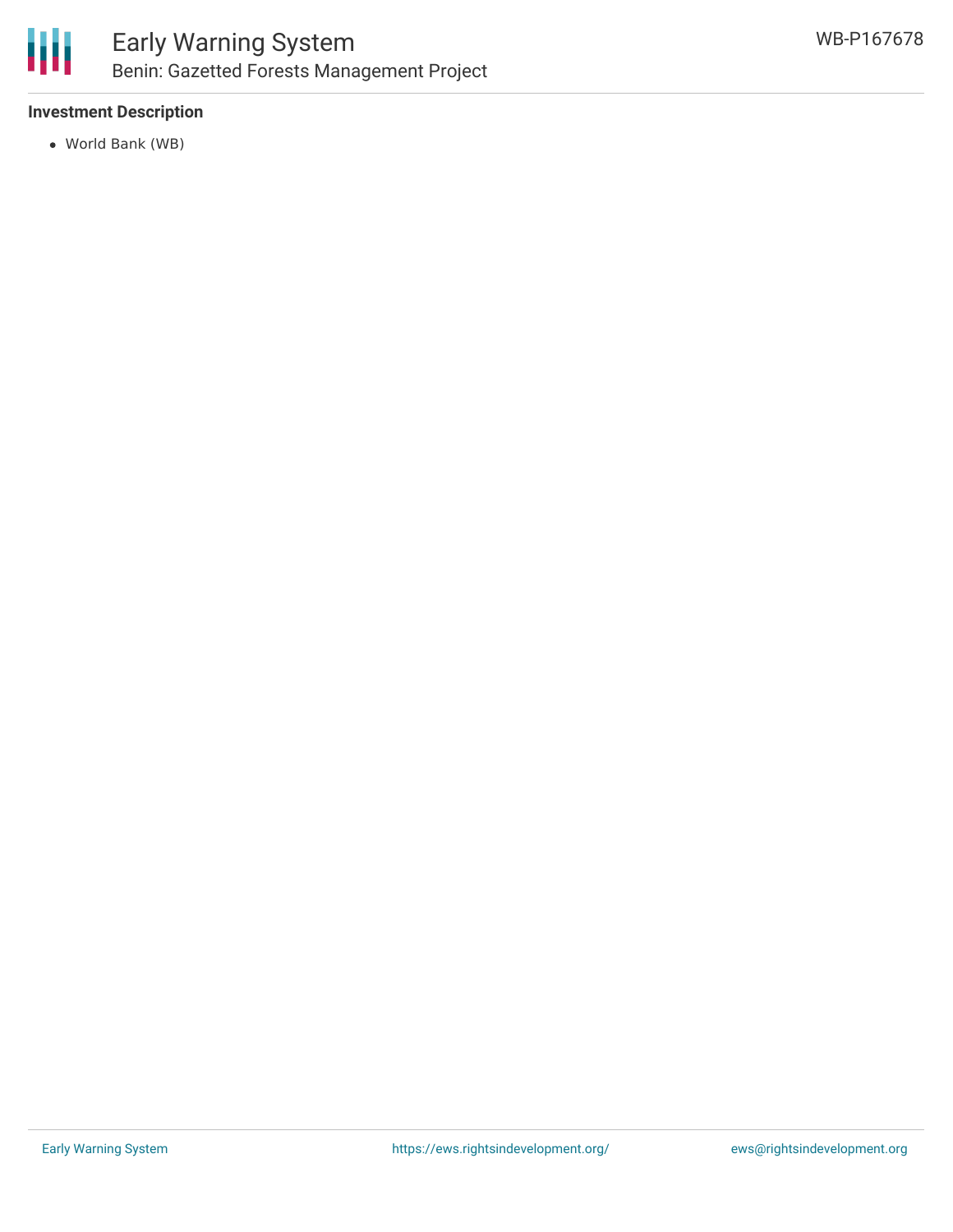**Investment Description**

- World Bank (WB)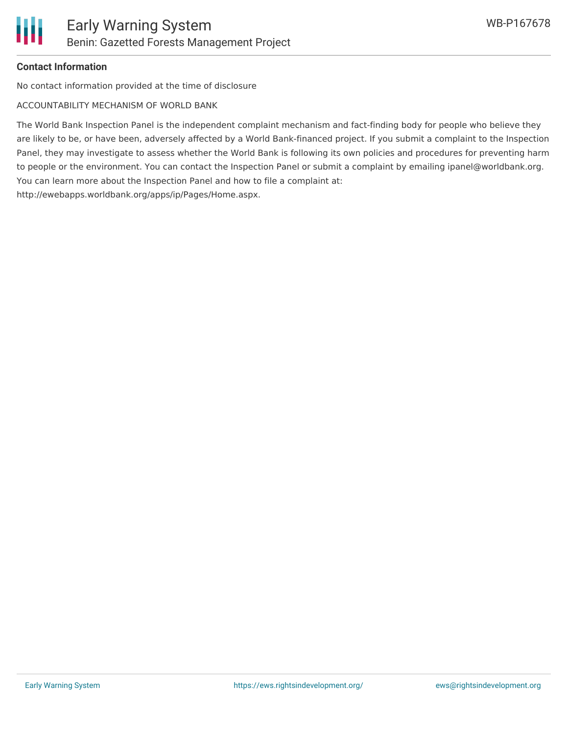**Contact Information**

No contact information provided at the time of disclosure

ACCOUNTABILITY MECHANISM OF WORLD BANK

The World Bank Inspection Panel is the independent complaint mechanism and fact-finding body for people who believe they are likely to be, or have been, adversely affected by a World Bank-financed project. If you submit a complaint to the Inspection Panel, they may investigate to assess whether the World Bank is following its own policies and procedures for preventing harm to people or the environment. You can contact the Inspection Panel or submit a complaint by emailing ipanel@worldbank.org. You can learn more about the Inspection Panel and how to file a complaint at: http://ewebapps.worldbank.org/apps/ip/Pages/Home.aspx.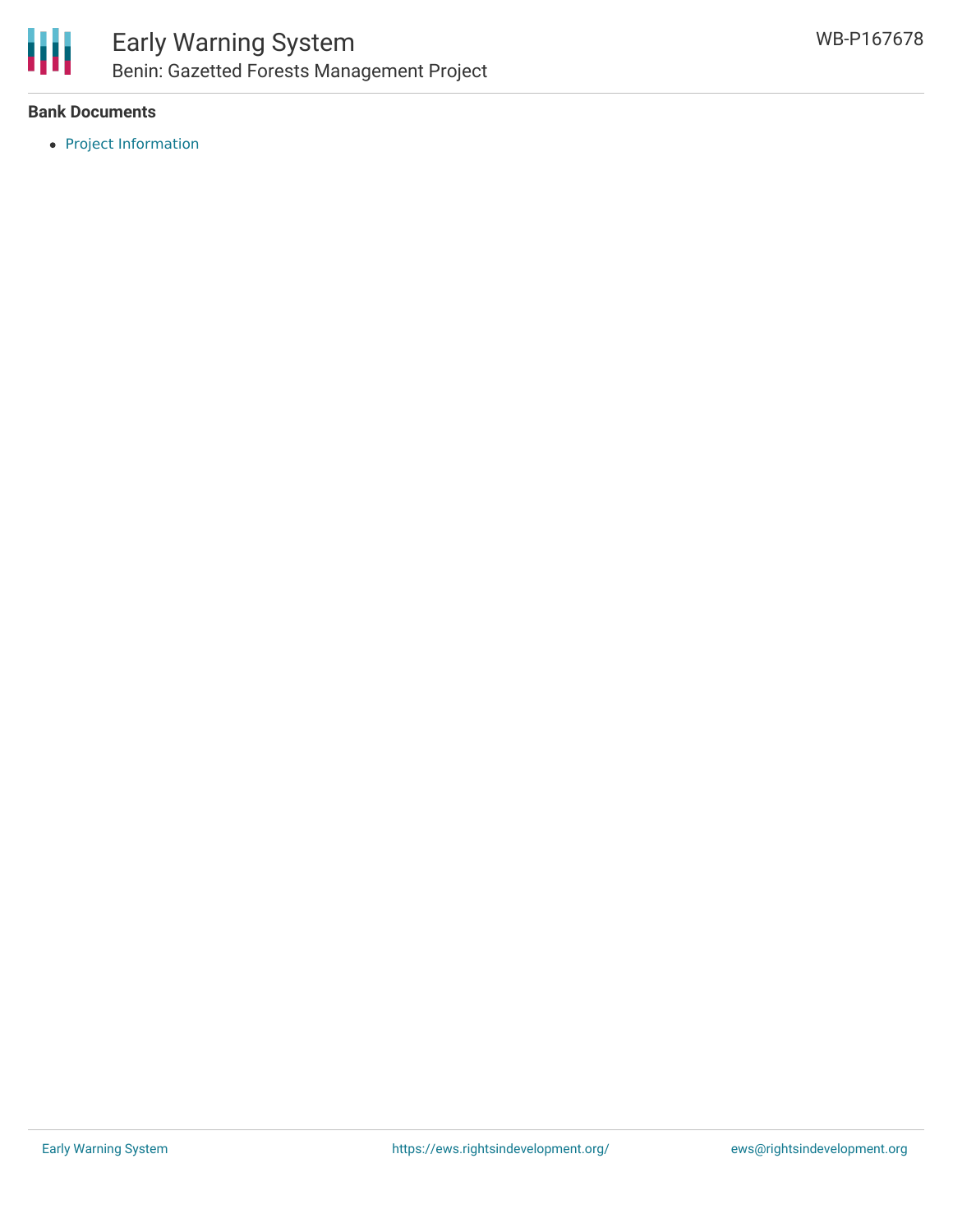**Bank Documents**

- Project Information